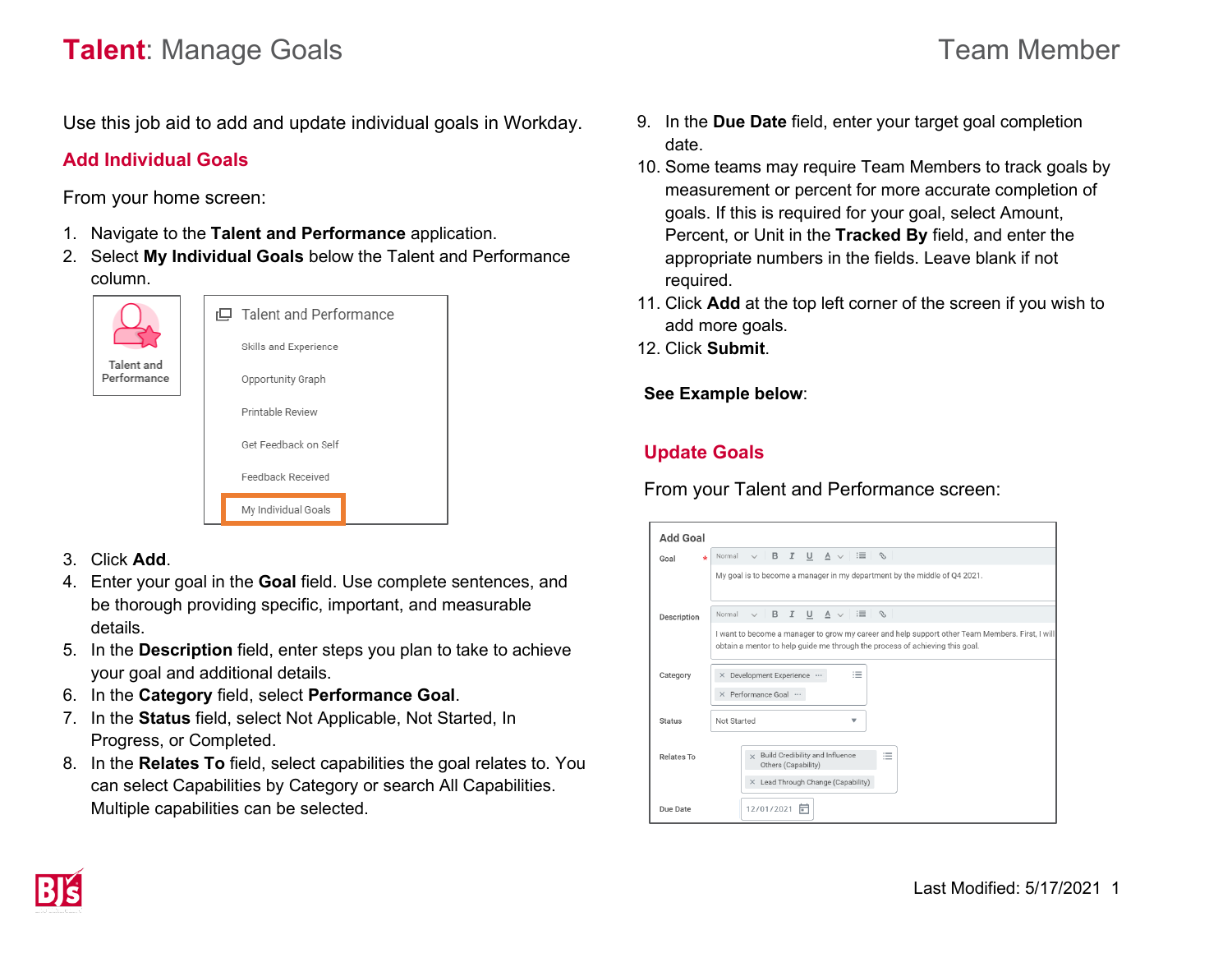# **Talent**: Manage Goals

Team Member

Use this job aid to add and update individual goals in Workday.

## Add Individual Goals

From your home screen:

1. Navigate to the **Talent and Performance** application.
2. Select **My Individual Goals** below the Talent and Performance column.
3. Click **Add**.
4. Enter your goal in the **Goal** field. Use complete sentences, and be thorough providing specific, important, and measurable details.
5. In the **Description** field, enter steps you plan to take to achieve your goal and additional details.
6. In the **Category** field, select **Performance Goal**.
7. In the **Status** field, select Not Applicable, Not Started, In Progress, or Completed.
8. In the **Relates To** field, select capabilities the goal relates to. You can select Capabilities by Category or search All Capabilities. Multiple capabilities can be selected.
9. In the **Due Date** field, enter your target goal completion date.
10. Some teams may require Team Members to track goals by measurement or percent for more accurate completion of goals. If this is required for your goal, select Amount, Percent, or Unit in the **Tracked By** field, and enter the appropriate numbers in the fields. Leave blank if not required.
11. Click **Add** at the top left corner of the screen if you wish to add more goals.
12. Click **Submit**.

**See Example below**:

## Update Goals

From your Talent and Performance screen: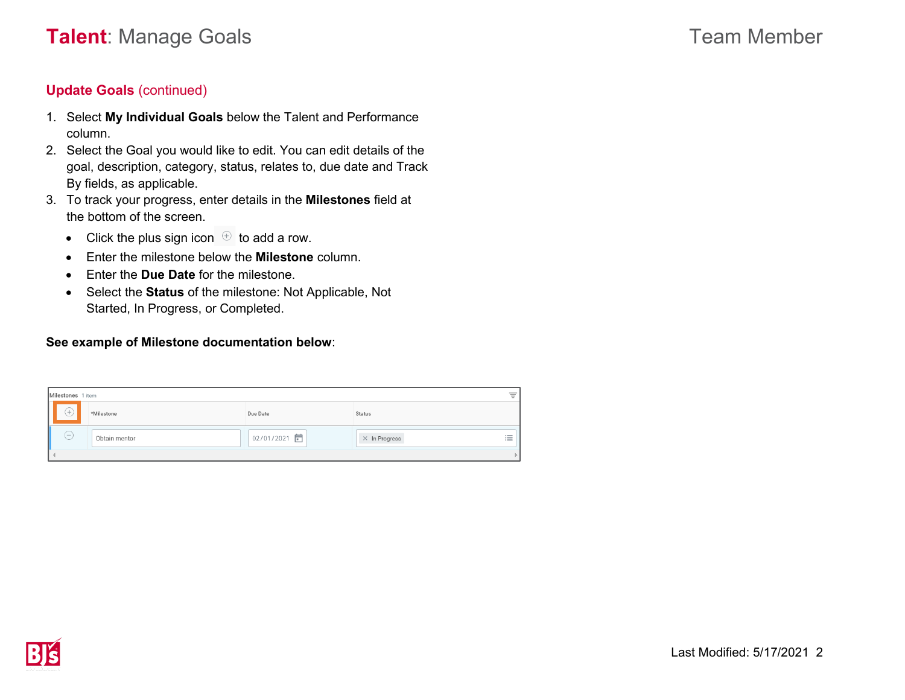## Update Goals (continued)

1. Select **My Individual Goals** below the Talent and Performance column.
2. Select the Goal you would like to edit. You can edit details of the goal, description, category, status, relates to, due date and Track By fields, as applicable.
3. To track your progress, enter details in the **Milestones** field at the bottom of the screen.
   - Click the plus sign icon ⊕ to add a row.
   - Enter the milestone below the **Milestone** column.
   - Enter the **Due Date** for the milestone.
   - Select the **Status** of the milestone: Not Applicable, Not Started, In Progress, or Completed.

**See example of Milestone documentation below**:

Milestones 1 item

| | *Milestone | Due Date | Status |
|---|---|---|---|
| ⊖ | Obtain mentor | 02/01/2021 | In Progress |